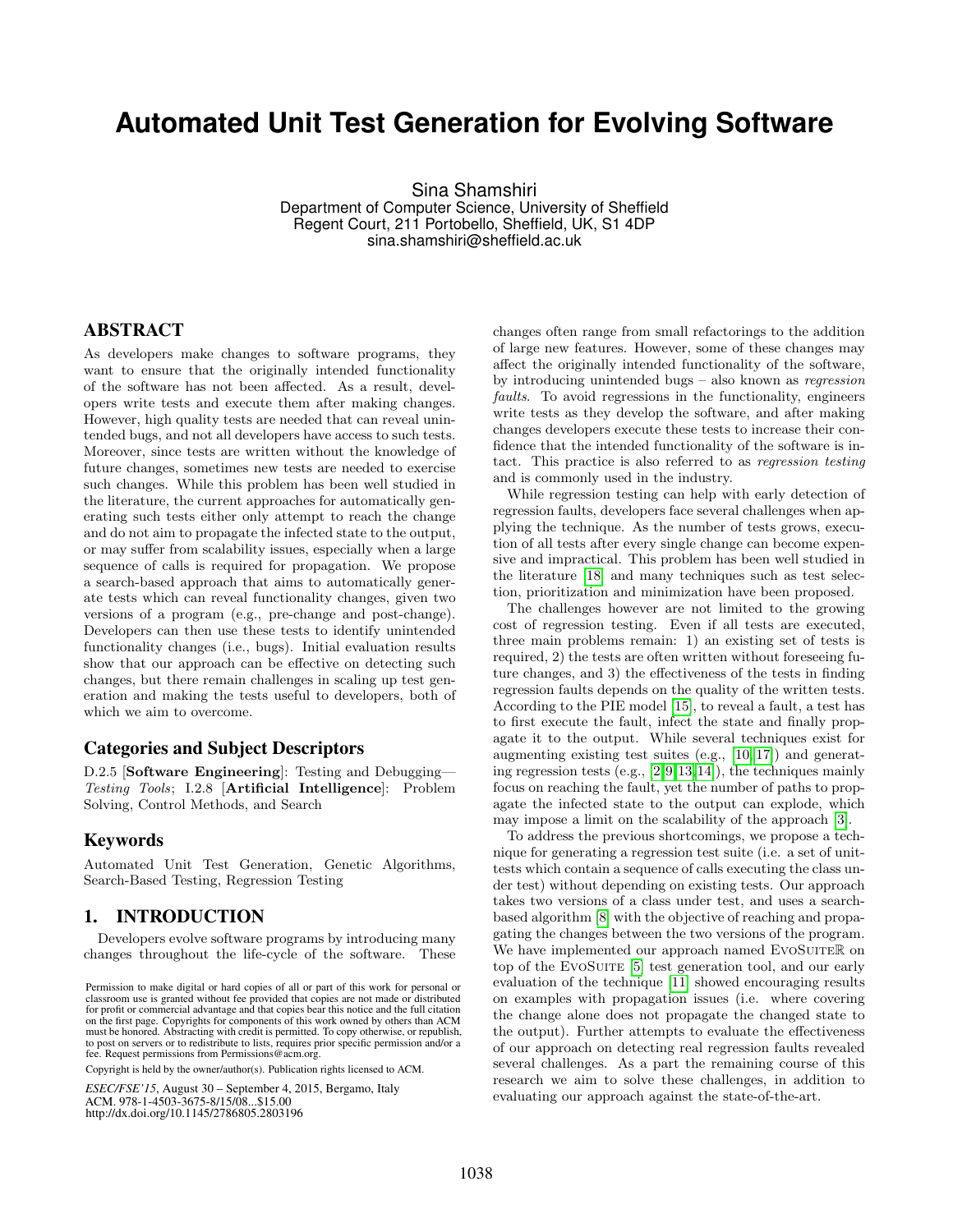#  Automated Unit Test Generation for Evolving Software

Sina Shamshiri
Department of Computer Science, University of Sheffield
Regent Court, 211 Portobello, Sheffield, UK, S1 4DP
sina.shamshiri@sheffield.ac.uk

## ABSTRACT

As developers make changes to software programs, they want to ensure that the originally intended functionality of the software has not been affected. As a result, developers write tests and execute them after making changes. However, high quality tests are needed that can reveal unintended bugs, and not all developers have access to such tests. Moreover, since tests are written without the knowledge of future changes, sometimes new tests are needed to exercise such changes. While this problem has been well studied in the literature, the current approaches for automatically generating such tests either only attempt to reach the change and do not aim to propagate the infected state to the output, or may suffer from scalability issues, especially when a large sequence of calls is required for propagation. We propose a search-based approach that aims to automatically generate tests which can reveal functionality changes, given two versions of a program (e.g., pre-change and post-change). Developers can then use these tests to identify unintended functionality changes (i.e., bugs). Initial evaluation results show that our approach can be effective on detecting such changes, but there remain challenges in scaling up test generation and making the tests useful to developers, both of which we aim to overcome.

### Categories and Subject Descriptors

D.2.5 [**Software Engineering**]: Testing and Debugging—*Testing Tools*; I.2.8 [**Artificial Intelligence**]: Problem Solving, Control Methods, and Search

### Keywords

Automated Unit Test Generation, Genetic Algorithms, Search-Based Testing, Regression Testing

## 1. INTRODUCTION

Developers evolve software programs by introducing many changes throughout the life-cycle of the software. These changes often range from small refactorings to the addition of large new features. However, some of these changes may affect the originally intended functionality of the software, by introducing unintended bugs – also known as *regression faults*. To avoid regressions in the functionality, engineers write tests as they develop the software, and after making changes developers execute these tests to increase their confidence that the intended functionality of the software is intact. This practice is also referred to as *regression testing* and is commonly used in the industry.

While regression testing can help with early detection of regression faults, developers face several challenges when applying the technique. As the number of tests grows, execution of all tests after every single change can become expensive and impractical. This problem has been well studied in the literature [18] and many techniques such as test selection, prioritization and minimization have been proposed.

The challenges however are not limited to the growing cost of regression testing. Even if all tests are executed, three main problems remain: 1) an existing set of tests is required, 2) the tests are often written without foreseeing future changes, and 3) the effectiveness of the tests in finding regression faults depends on the quality of the written tests. According to the PIE model [15], to reveal a fault, a test has to first execute the fault, infect the state and finally propagate it to the output. While several techniques exist for augmenting existing test suites (e.g., [10, 17]) and generating regression tests (e.g., [2, 9, 13, 14]), the techniques mainly focus on reaching the fault, yet the number of paths to propagate the infected state to the output can explode, which may impose a limit on the scalability of the approach [3].

To address the previous shortcomings, we propose a technique for generating a regression test suite (i.e. a set of unit-tests which contain a sequence of calls executing the class under test) without depending on existing tests. Our approach takes two versions of a class under test, and uses a search-based algorithm [8] with the objective of reaching and propagating the changes between the two versions of the program. We have implemented our approach named EvoSuiteR on top of the EvoSuite [5] test generation tool, and our early evaluation of the technique [11] showed encouraging results on examples with propagation issues (i.e. where covering the change alone does not propagate the changed state to the output). Further attempts to evaluate the effectiveness of our approach on detecting real regression faults revealed several challenges. As a part the remaining course of this research we aim to solve these challenges, in addition to evaluating our approach against the state-of-the-art.

Permission to make digital or hard copies of all or part of this work for personal or classroom use is granted without fee provided that copies are not made or distributed for profit or commercial advantage and that copies bear this notice and the full citation on the first page. Copyrights for components of this work owned by others than ACM must be honored. Abstracting with credit is permitted. To copy otherwise, or republish, to post on servers or to redistribute to lists, requires prior specific permission and/or a fee. Request permissions from Permissions@acm.org.

Copyright is held by the owner/author(s). Publication rights licensed to ACM.

*ESEC/FSE'15*, August 30 – September 4, 2015, Bergamo, Italy
ACM. 978-1-4503-3675-8/15/08...$15.00
http://dx.doi.org/10.1145/2786805.2803196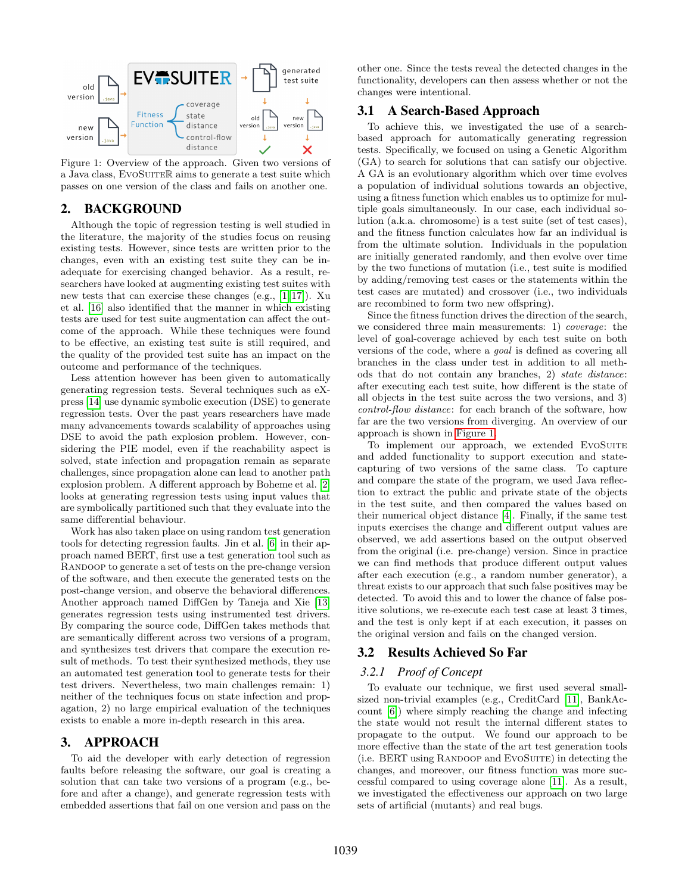Figure 1: Overview of the approach. Given two versions of a Java class, EvoSuiteR aims to generate a test suite which passes on one version of the class and fails on another one.

## 2. BACKGROUND

Although the topic of regression testing is well studied in the literature, the majority of the studies focus on reusing existing tests. However, since tests are written prior to the changes, even with an existing test suite they can be inadequate for exercising changed behavior. As a result, researchers have looked at augmenting existing test suites with new tests that can exercise these changes (e.g., [1][17]). Xu et al. [16] also identified that the manner in which existing tests are used for test suite augmentation can affect the outcome of the approach. While these techniques were found to be effective, an existing test suite is still required, and the quality of the provided test suite has an impact on the outcome and performance of the techniques.

Less attention however has been given to automatically generating regression tests. Several techniques such as eXpress [14] use dynamic symbolic execution (DSE) to generate regression tests. Over the past years researchers have made many advancements towards scalability of approaches using DSE to avoid the path explosion problem. However, considering the PIE model, even if the reachability aspect is solved, state infection and propagation remain as separate challenges, since propagation alone can lead to another path explosion problem. A different approach by Boheme et al. [2] looks at generating regression tests using input values that are symbolically partitioned such that they evaluate into the same differential behaviour.

Work has also taken place on using random test generation tools for detecting regression faults. Jin et al. [6] in their approach named BERT, first use a test generation tool such as Randoop to generate a set of tests on the pre-change version of the software, and then execute the generated tests on the post-change version, and observe the behavioral differences. Another approach named DiffGen by Taneja and Xie [13] generates regression tests using instrumented test drivers. By comparing the source code, DiffGen takes methods that are semantically different across two versions of a program, and synthesizes test drivers that compare the execution result of methods. To test their synthesized methods, they use an automated test generation tool to generate tests for their test drivers. Nevertheless, two main challenges remain: 1) neither of the techniques focus on state infection and propagation, 2) no large empirical evaluation of the techniques exists to enable a more in-depth research in this area.

## 3. APPROACH

To aid the developer with early detection of regression faults before releasing the software, our goal is creating a solution that can take two versions of a program (e.g., before and after a change), and generate regression tests with embedded assertions that fail on one version and pass on the other one. Since the tests reveal the detected changes in the functionality, developers can then assess whether or not the changes were intentional.

### 3.1 A Search-Based Approach

To achieve this, we investigated the use of a search-based approach for automatically generating regression tests. Specifically, we focused on using a Genetic Algorithm (GA) to search for solutions that can satisfy our objective. A GA is an evolutionary algorithm which over time evolves a population of individual solutions towards an objective, using a fitness function which enables us to optimize for multiple goals simultaneously. In our case, each individual solution (a.k.a. chromosome) is a test suite (set of test cases), and the fitness function calculates how far an individual is from the ultimate solution. Individuals in the population are initially generated randomly, and then evolve over time by the two functions of mutation (i.e., test suite is modified by adding/removing test cases or the statements within the test cases are mutated) and crossover (i.e., two individuals are recombined to form two new offspring).

Since the fitness function drives the direction of the search, we considered three main measurements: 1) *coverage*: the level of goal-coverage achieved by each test suite on both versions of the code, where a *goal* is defined as covering all branches in the class under test in addition to all methods that do not contain any branches, 2) *state distance*: after executing each test suite, how different is the state of all objects in the test suite across the two versions, and 3) *control-flow distance*: for each branch of the software, how far are the two versions from diverging. An overview of our approach is shown in Figure 1.

To implement our approach, we extended EvoSuite and added functionality to support execution and state-capturing of two versions of the same class. To capture and compare the state of the program, we used Java reflection to extract the public and private state of the objects in the test suite, and then compared the values based on their numerical object distance [4]. Finally, if the same test inputs exercises the change and different output values are observed, we add assertions based on the output observed from the original (i.e. pre-change) version. Since in practice we can find methods that produce different output values after each execution (e.g., a random number generator), a threat exists to our approach that such false positives may be detected. To avoid this and to lower the chance of false positive solutions, we re-execute each test case at least 3 times, and the test is only kept if at each execution, it passes on the original version and fails on the changed version.

### 3.2 Results Achieved So Far

#### 3.2.1 *Proof of Concept*

To evaluate our technique, we first used several small-sized non-trivial examples (e.g., CreditCard [11], BankAccount [6]) where simply reaching the change and infecting the state would not result the internal different states to propagate to the output. We found our approach to be more effective than the state of the art test generation tools (i.e. BERT using Randoop and EvoSuite) in detecting the changes, and moreover, our fitness function was more successful compared to using coverage alone [11]. As a result, we investigated the effectiveness our approach on two large sets of artificial (mutants) and real bugs.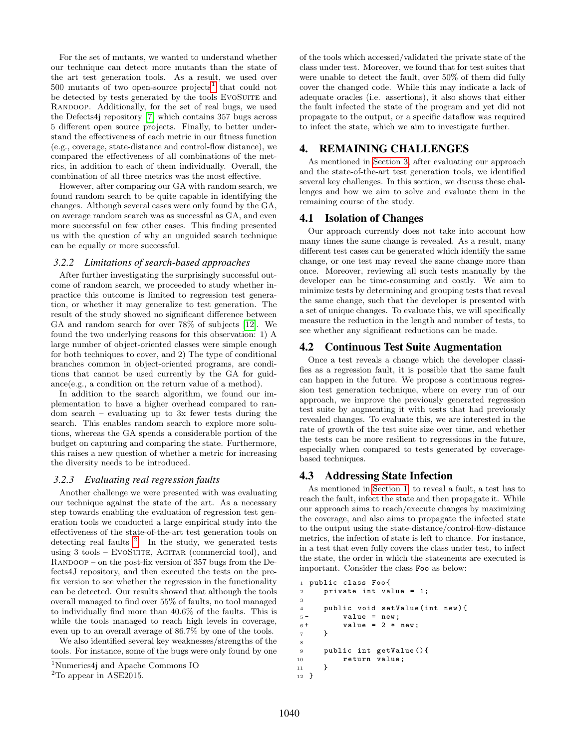For the set of mutants, we wanted to understand whether our technique can detect more mutants than the state of the art test generation tools. As a result, we used over 500 mutants of two open-source projects[1] that could not be detected by tests generated by the tools EvoSuite and Randoop. Additionally, for the set of real bugs, we used the Defects4j repository [7] which contains 357 bugs across 5 different open source projects. Finally, to better understand the effectiveness of each metric in our fitness function (e.g., coverage, state-distance and control-flow distance), we compared the effectiveness of all combinations of the metrics, in addition to each of them individually. Overall, the combination of all three metrics was the most effective.

However, after comparing our GA with random search, we found random search to be quite capable in identifying the changes. Although several cases were only found by the GA, on average random search was as successful as GA, and even more successful on few other cases. This finding presented us with the question of why an unguided search technique can be equally or more successful.

### 3.2.2 Limitations of search-based approaches

After further investigating the surprisingly successful outcome of random search, we proceeded to study whether inpractice this outcome is limited to regression test generation, or whether it may generalize to test generation. The result of the study showed no significant difference between GA and random search for over 78% of subjects [12]. We found the two underlying reasons for this observation: 1) A large number of object-oriented classes were simple enough for both techniques to cover, and 2) The type of conditional branches common in object-oriented programs, are conditions that cannot be used currently by the GA for guidance(e.g., a condition on the return value of a method).

In addition to the search algorithm, we found our implementation to have a higher overhead compared to random search – evaluating up to 3x fewer tests during the search. This enables random search to explore more solutions, whereas the GA spends a considerable portion of the budget on capturing and comparing the state. Furthermore, this raises a new question of whether a metric for increasing the diversity needs to be introduced.

### 3.2.3 Evaluating real regression faults

Another challenge we were presented with was evaluating our technique against the state of the art. As a necessary step towards enabling the evaluation of regression test generation tools we conducted a large empirical study into the effectiveness of the state-of-the-art test generation tools on detecting real faults [2]. In the study, we generated tests using 3 tools – EvoSuite, Agitar (commercial tool), and Randoop – on the post-fix version of 357 bugs from the Defects4J repository, and then executed the tests on the prefix version to see whether the regression in the functionality can be detected. Our results showed that although the tools overall managed to find over 55% of faults, no tool managed to individually find more than 40.6% of the faults. This is while the tools managed to reach high levels in coverage, even up to an overall average of 86.7% by one of the tools.

We also identified several key weaknesses/strengths of the tools. For instance, some of the bugs were only found by one of the tools which accessed/validated the private state of the class under test. Moreover, we found that for test suites that were unable to detect the fault, over 50% of them did fully cover the changed code. While this may indicate a lack of adequate oracles (i.e. assertions), it also shows that either the fault infected the state of the program and yet did not propagate to the output, or a specific dataflow was required to infect the state, which we aim to investigate further.

[1] Numerics4j and Apache Commons IO

[2] To appear in ASE2015.

## 4. REMAINING CHALLENGES

As mentioned in Section 3, after evaluating our approach and the state-of-the-art test generation tools, we identified several key challenges. In this section, we discuss these challenges and how we aim to solve and evaluate them in the remaining course of the study.

## 4.1 Isolation of Changes

Our approach currently does not take into account how many times the same change is revealed. As a result, many different test cases can be generated which identify the same change, or one test may reveal the same change more than once. Moreover, reviewing all such tests manually by the developer can be time-consuming and costly. We aim to minimize tests by determining and grouping tests that reveal the same change, such that the developer is presented with a set of unique changes. To evaluate this, we will specifically measure the reduction in the length and number of tests, to see whether any significant reductions can be made.

## 4.2 Continuous Test Suite Augmentation

Once a test reveals a change which the developer classifies as a regression fault, it is possible that the same fault can happen in the future. We propose a continuous regression test generation technique, where on every run of our approach, we improve the previously generated regression test suite by augmenting it with tests that had previously revealed changes. To evaluate this, we are interested in the rate of growth of the test suite size over time, and whether the tests can be more resilient to regressions in the future, especially when compared to tests generated by coverage-based techniques.

## 4.3 Addressing State Infection

As mentioned in Section 1, to reveal a fault, a test has to reach the fault, infect the state and then propagate it. While our approach aims to reach/execute changes by maximizing the coverage, and also aims to propagate the infected state to the output using the state-distance/control-flow-distance metrics, the infection of state is left to chance. For instance, in a test that even fully covers the class under test, to infect the state, the order in which the statements are executed is important. Consider the class Foo as below:

```
1  public class Foo{
2      private int value = 1;
3
4      public void setValue(int new){
5-         value = new;
6+         value = 2 * new;
7      }
8
9      public int getValue(){
10         return value;
11     }
12 }
```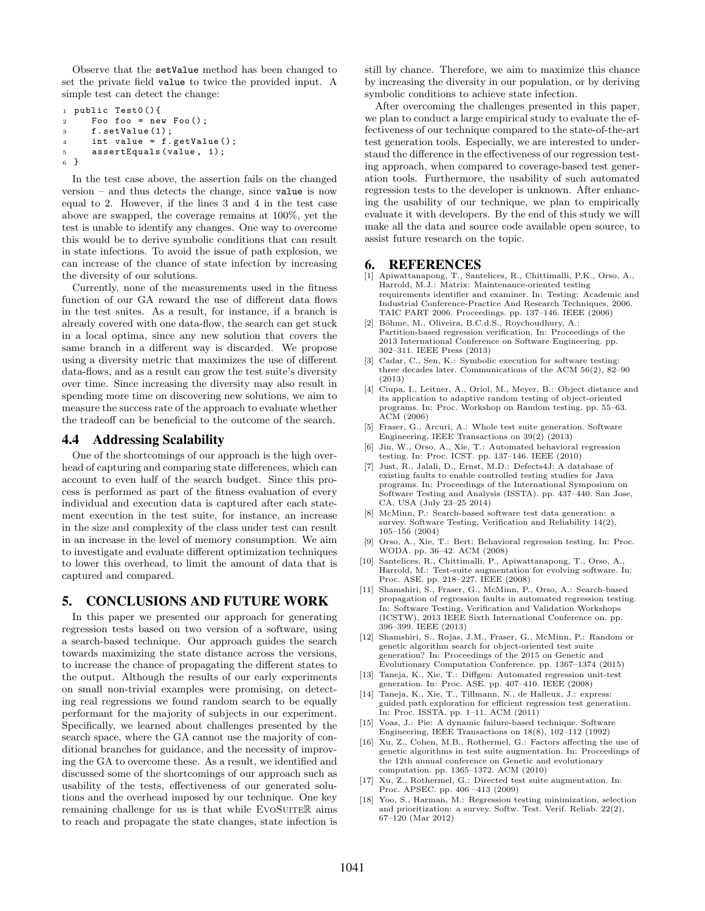Observe that the `setValue` method has been changed to set the private field `value` to twice the provided input. A simple test can detect the change:

```
1 public Test0(){
2     Foo foo = new Foo();
3     f.setValue(1);
4     int value = f.getValue();
5     assertEquals(value, 1);
6 }
```

In the test case above, the assertion fails on the changed version – and thus detects the change, since `value` is now equal to 2. However, if the lines 3 and 4 in the test case above are swapped, the coverage remains at 100%, yet the test is unable to identify any changes. One way to overcome this would be to derive symbolic conditions that can result in state infections. To avoid the issue of path explosion, we can increase of the chance of state infection by increasing the diversity of our solutions.

Currently, none of the measurements used in the fitness function of our GA reward the use of different data flows in the test suites. As a result, for instance, if a branch is already covered with one data-flow, the search can get stuck in a local optima, since any new solution that covers the same branch in a different way is discarded. We propose using a diversity metric that maximizes the use of different data-flows, and as a result can grow the test suite's diversity over time. Since increasing the diversity may also result in spending more time on discovering new solutions, we aim to measure the success rate of the approach to evaluate whether the tradeoff can be beneficial to the outcome of the search.

### 4.4 Addressing Scalability

One of the shortcomings of our approach is the high overhead of capturing and comparing state differences, which can account to even half of the search budget. Since this process is performed as part of the fitness evaluation of every individual and execution data is captured after each statement execution in the test suite, for instance, an increase in the size and complexity of the class under test can result in an increase in the level of memory consumption. We aim to investigate and evaluate different optimization techniques to lower this overhead, to limit the amount of data that is captured and compared.

## 5. CONCLUSIONS AND FUTURE WORK

In this paper we presented our approach for generating regression tests based on two version of a software, using a search-based technique. Our approach guides the search towards maximizing the state distance across the versions, to increase the chance of propagating the different states to the output. Although the results of our early experiments on small non-trivial examples were promising, on detecting real regressions we found random search to be equally performant for the majority of subjects in our experiment. Specifically, we learned about challenges presented by the search space, where the GA cannot use the majority of conditional branches for guidance, and the necessity of improving the GA to overcome these. As a result, we identified and discussed some of the shortcomings of our approach such as usability of the tests, effectiveness of our generated solutions and the overhead imposed by our technique. One key remaining challenge for us is that while EvoSuiteR aims to reach and propagate the state changes, state infection is still by chance. Therefore, we aim to maximize this chance by increasing the diversity in our population, or by deriving symbolic conditions to achieve state infection.

After overcoming the challenges presented in this paper, we plan to conduct a large empirical study to evaluate the effectiveness of our technique compared to the state-of-the-art test generation tools. Especially, we are interested to understand the difference in the effectiveness of our regression testing approach, when compared to coverage-based test generation tools. Furthermore, the usability of such automated regression tests to the developer is unknown. After enhancing the usability of our technique, we plan to empirically evaluate it with developers. By the end of this study we will make all the data and source code available open source, to assist future research on the topic.

## 6. REFERENCES

[1] Apiwattanapong, T., Santelices, R., Chittimalli, P.K., Orso, A., Harrold, M.J.: Matrix: Maintenance-oriented testing requirements identifier and examiner. In: Testing: Academic and Industrial Conference-Practice And Research Techniques, 2006. TAIC PART 2006. Proceedings. pp. 137–146. IEEE (2006)

[2] Böhme, M., Oliveira, B.C.d.S., Roychoudhury, A.: Partition-based regression verification. In: Proceedings of the 2013 International Conference on Software Engineering. pp. 302–311. IEEE Press (2013)

[3] Cadar, C., Sen, K.: Symbolic execution for software testing: three decades later. Communications of the ACM 56(2), 82–90 (2013)

[4] Ciupa, I., Leitner, A., Oriol, M., Meyer, B.: Object distance and its application to adaptive random testing of object-oriented programs. In: Proc. Workshop on Random testing. pp. 55–63. ACM (2006)

[5] Fraser, G., Arcuri, A.: Whole test suite generation. Software Engineering, IEEE Transactions on 39(2) (2013)

[6] Jin, W., Orso, A., Xie, T.: Automated behavioral regression testing. In: Proc. ICST. pp. 137–146. IEEE (2010)

[7] Just, R., Jalali, D., Ernst, M.D.: Defects4J: A database of existing faults to enable controlled testing studies for Java programs. In: Proceedings of the International Symposium on Software Testing and Analysis (ISSTA). pp. 437–440. San Jose, CA, USA (July 23–25 2014)

[8] McMinn, P.: Search-based software test data generation: a survey. Software Testing, Verification and Reliability 14(2), 105–156 (2004)

[9] Orso, A., Xie, T.: Bert: Behavioral regression testing. In: Proc. WODA. pp. 36–42. ACM (2008)

[10] Santelices, R., Chittimalli, P., Apiwattanapong, T., Orso, A., Harrold, M.: Test-suite augmentation for evolving software. In: Proc. ASE. pp. 218–227. IEEE (2008)

[11] Shamshiri, S., Fraser, G., McMinn, P., Orso, A.: Search-based propagation of regression faults in automated regression testing. In: Software Testing, Verification and Validation Workshops (ICSTW), 2013 IEEE Sixth International Conference on. pp. 396–399. IEEE (2013)

[12] Shamshiri, S., Rojas, J.M., Fraser, G., McMinn, P.: Random or genetic algorithm search for object-oriented test suite generation? In: Proceedings of the 2015 on Genetic and Evolutionary Computation Conference. pp. 1367–1374 (2015)

[13] Taneja, K., Xie, T.: Diffgen: Automated regression unit-test generation. In: Proc. ASE. pp. 407–410. IEEE (2008)

[14] Taneja, K., Xie, T., Tillmann, N., de Halleux, J.: express: guided path exploration for efficient regression test generation. In: Proc. ISSTA. pp. 1–11. ACM (2011)

[15] Voas, J.: Pie: A dynamic failure-based technique. Software Engineering, IEEE Transactions on 18(8), 102–112 (1992)

[16] Xu, Z., Cohen, M.B., Rothermel, G.: Factors affecting the use of genetic algorithms in test suite augmentation. In: Proceedings of the 12th annual conference on Genetic and evolutionary computation. pp. 1365–1372. ACM (2010)

[17] Xu, Z., Rothermel, G.: Directed test suite augmentation. In: Proc. APSEC. pp. 406 –413 (2009)

[18] Yoo, S., Harman, M.: Regression testing minimization, selection and prioritization: a survey. Softw. Test. Verif. Reliab. 22(2), 67–120 (Mar 2012)